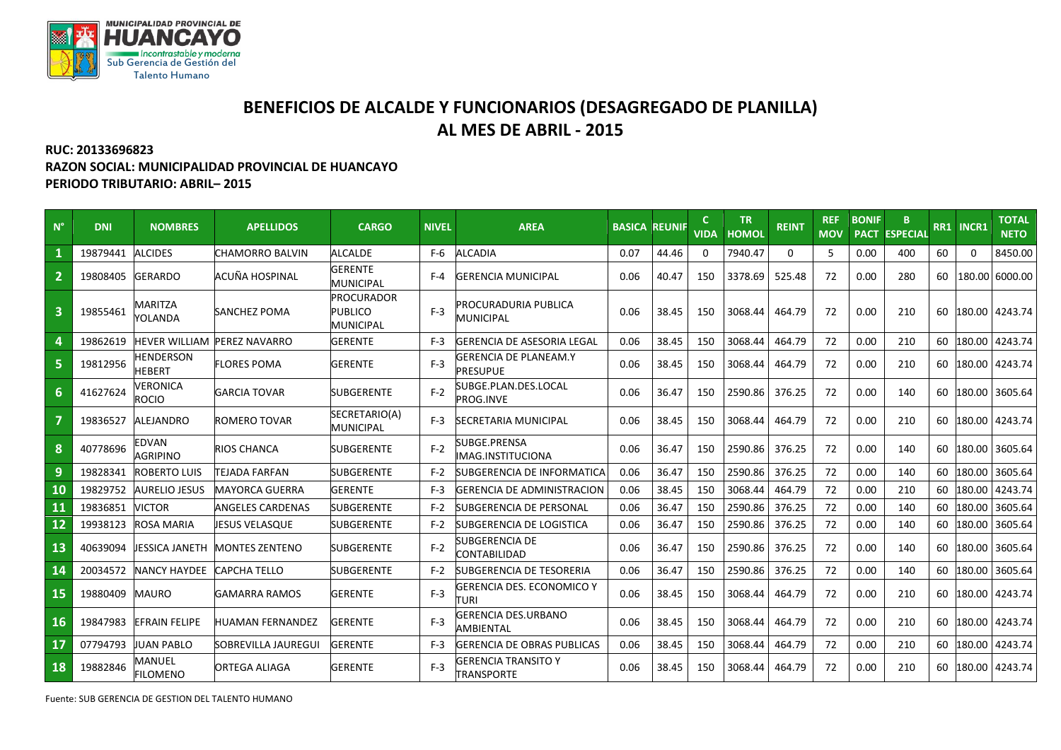MUNICIPALIDAD PROVINCIAL DE HUANCAYO
Incontrastable y moderna
Sub Gerencia de Gestión del Talento Humano

# BENEFICIOS DE ALCALDE Y FUNCIONARIOS (DESAGREGADO DE PLANILLA)
# AL MES DE ABRIL - 2015

**RUC: 20133696823**
**RAZON SOCIAL: MUNICIPALIDAD PROVINCIAL DE HUANCAYO**
**PERIODO TRIBUTARIO: ABRIL– 2015**

| N° | DNI | NOMBRES | APELLIDOS | CARGO | NIVEL | AREA | BASICA | REUNIF | C VIDA | TR HOMOL | REINT | REF MOV | BONIF PACT | B ESPECIAL | RR1 | INCR1 | TOTAL NETO |
|---|---|---|---|---|---|---|---|---|---|---|---|---|---|---|---|---|---|
| 1 | 19879441 | ALCIDES | CHAMORRO BALVIN | ALCALDE | F-6 | ALCADIA | 0.07 | 44.46 | 0 | 7940.47 | 0 | 5 | 0.00 | 400 | 60 | 0 | 8450.00 |
| 2 | 19808405 | GERARDO | ACUÑA HOSPINAL | GERENTE MUNICIPAL | F-4 | GERENCIA MUNICIPAL | 0.06 | 40.47 | 150 | 3378.69 | 525.48 | 72 | 0.00 | 280 | 60 | 180.00 | 6000.00 |
| 3 | 19855461 | MARITZA YOLANDA | SANCHEZ POMA | PROCURADOR PUBLICO MUNICIPAL | F-3 | PROCURADURIA PUBLICA MUNICIPAL | 0.06 | 38.45 | 150 | 3068.44 | 464.79 | 72 | 0.00 | 210 | 60 | 180.00 | 4243.74 |
| 4 | 19862619 | HEVER WILLIAM | PEREZ NAVARRO | GERENTE | F-3 | GERENCIA DE ASESORIA LEGAL | 0.06 | 38.45 | 150 | 3068.44 | 464.79 | 72 | 0.00 | 210 | 60 | 180.00 | 4243.74 |
| 5 | 19812956 | HENDERSON HEBERT | FLORES POMA | GERENTE | F-3 | GERENCIA DE PLANEAM.Y PRESUPUE | 0.06 | 38.45 | 150 | 3068.44 | 464.79 | 72 | 0.00 | 210 | 60 | 180.00 | 4243.74 |
| 6 | 41627624 | VERONICA ROCIO | GARCIA TOVAR | SUBGERENTE | F-2 | SUBGE.PLAN.DES.LOCAL PROG.INVE | 0.06 | 36.47 | 150 | 2590.86 | 376.25 | 72 | 0.00 | 140 | 60 | 180.00 | 3605.64 |
| 7 | 19836527 | ALEJANDRO | ROMERO TOVAR | SECRETARIO(A) MUNICIPAL | F-3 | SECRETARIA MUNICIPAL | 0.06 | 38.45 | 150 | 3068.44 | 464.79 | 72 | 0.00 | 210 | 60 | 180.00 | 4243.74 |
| 8 | 40778696 | EDVAN AGRIPINO | RIOS CHANCA | SUBGERENTE | F-2 | SUBGE.PRENSA IMAG.INSTITUCIONA | 0.06 | 36.47 | 150 | 2590.86 | 376.25 | 72 | 0.00 | 140 | 60 | 180.00 | 3605.64 |
| 9 | 19828341 | ROBERTO LUIS | TEJADA FARFAN | SUBGERENTE | F-2 | SUBGERENCIA DE INFORMATICA | 0.06 | 36.47 | 150 | 2590.86 | 376.25 | 72 | 0.00 | 140 | 60 | 180.00 | 3605.64 |
| 10 | 19829752 | AURELIO JESUS | MAYORCA GUERRA | GERENTE | F-3 | GERENCIA DE ADMINISTRACION | 0.06 | 38.45 | 150 | 3068.44 | 464.79 | 72 | 0.00 | 210 | 60 | 180.00 | 4243.74 |
| 11 | 19836851 | VICTOR | ANGELES CARDENAS | SUBGERENTE | F-2 | SUBGERENCIA DE PERSONAL | 0.06 | 36.47 | 150 | 2590.86 | 376.25 | 72 | 0.00 | 140 | 60 | 180.00 | 3605.64 |
| 12 | 19938123 | ROSA MARIA | JESUS VELASQUE | SUBGERENTE | F-2 | SUBGERENCIA DE LOGISTICA | 0.06 | 36.47 | 150 | 2590.86 | 376.25 | 72 | 0.00 | 140 | 60 | 180.00 | 3605.64 |
| 13 | 40639094 | JESSICA JANETH | MONTES ZENTENO | SUBGERENTE | F-2 | SUBGERENCIA DE CONTABILIDAD | 0.06 | 36.47 | 150 | 2590.86 | 376.25 | 72 | 0.00 | 140 | 60 | 180.00 | 3605.64 |
| 14 | 20034572 | NANCY HAYDEE | CAPCHA TELLO | SUBGERENTE | F-2 | SUBGERENCIA DE TESORERIA | 0.06 | 36.47 | 150 | 2590.86 | 376.25 | 72 | 0.00 | 140 | 60 | 180.00 | 3605.64 |
| 15 | 19880409 | MAURO | GAMARRA RAMOS | GERENTE | F-3 | GERENCIA DES. ECONOMICO Y TURI | 0.06 | 38.45 | 150 | 3068.44 | 464.79 | 72 | 0.00 | 210 | 60 | 180.00 | 4243.74 |
| 16 | 19847983 | EFRAIN FELIPE | HUAMAN FERNANDEZ | GERENTE | F-3 | GERENCIA DES.URBANO AMBIENTAL | 0.06 | 38.45 | 150 | 3068.44 | 464.79 | 72 | 0.00 | 210 | 60 | 180.00 | 4243.74 |
| 17 | 07794793 | JUAN PABLO | SOBREVILLA JAUREGUI | GERENTE | F-3 | GERENCIA DE OBRAS PUBLICAS | 0.06 | 38.45 | 150 | 3068.44 | 464.79 | 72 | 0.00 | 210 | 60 | 180.00 | 4243.74 |
| 18 | 19882846 | MANUEL FILOMENO | ORTEGA ALIAGA | GERENTE | F-3 | GERENCIA TRANSITO Y TRANSPORTE | 0.06 | 38.45 | 150 | 3068.44 | 464.79 | 72 | 0.00 | 210 | 60 | 180.00 | 4243.74 |

Fuente: SUB GERENCIA DE GESTION DEL TALENTO HUMANO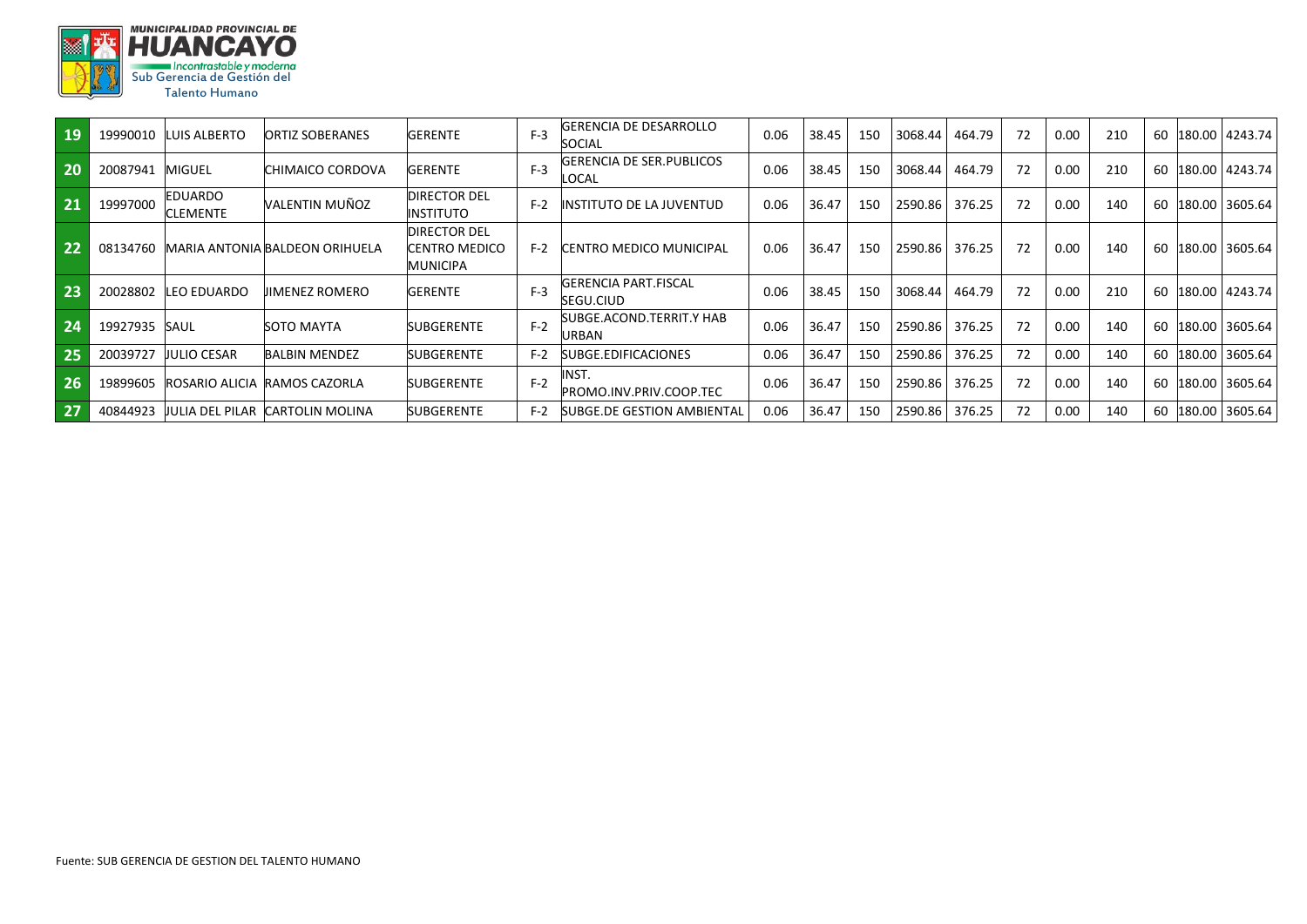| | | | | | | | | | | | | | | | | | |
|---|---|---|---|---|---|---|---|---|---|---|---|---|---|---|---|---|---|
| 19 | 19990010 | LUIS ALBERTO | ORTIZ SOBERANES | GERENTE | F-3 | GERENCIA DE DESARROLLO SOCIAL | 0.06 | 38.45 | 150 | 3068.44 | 464.79 | 72 | 0.00 | 210 | 60 | 180.00 | 4243.74 |
| 20 | 20087941 | MIGUEL | CHIMAICO CORDOVA | GERENTE | F-3 | GERENCIA DE SER.PUBLICOS LOCAL | 0.06 | 38.45 | 150 | 3068.44 | 464.79 | 72 | 0.00 | 210 | 60 | 180.00 | 4243.74 |
| 21 | 19997000 | EDUARDO CLEMENTE | VALENTIN MUÑOZ | DIRECTOR DEL INSTITUTO | F-2 | INSTITUTO DE LA JUVENTUD | 0.06 | 36.47 | 150 | 2590.86 | 376.25 | 72 | 0.00 | 140 | 60 | 180.00 | 3605.64 |
| 22 | 08134760 | MARIA ANTONIA | BALDEON ORIHUELA | DIRECTOR DEL CENTRO MEDICO MUNICIPA | F-2 | CENTRO MEDICO MUNICIPAL | 0.06 | 36.47 | 150 | 2590.86 | 376.25 | 72 | 0.00 | 140 | 60 | 180.00 | 3605.64 |
| 23 | 20028802 | LEO EDUARDO | JIMENEZ ROMERO | GERENTE | F-3 | GERENCIA PART.FISCAL SEGU.CIUD | 0.06 | 38.45 | 150 | 3068.44 | 464.79 | 72 | 0.00 | 210 | 60 | 180.00 | 4243.74 |
| 24 | 19927935 | SAUL | SOTO MAYTA | SUBGERENTE | F-2 | SUBGE.ACOND.TERRIT.Y HAB URBAN | 0.06 | 36.47 | 150 | 2590.86 | 376.25 | 72 | 0.00 | 140 | 60 | 180.00 | 3605.64 |
| 25 | 20039727 | JULIO CESAR | BALBIN MENDEZ | SUBGERENTE | F-2 | SUBGE.EDIFICACIONES | 0.06 | 36.47 | 150 | 2590.86 | 376.25 | 72 | 0.00 | 140 | 60 | 180.00 | 3605.64 |
| 26 | 19899605 | ROSARIO ALICIA | RAMOS CAZORLA | SUBGERENTE | F-2 | INST. PROMO.INV.PRIV.COOP.TEC | 0.06 | 36.47 | 150 | 2590.86 | 376.25 | 72 | 0.00 | 140 | 60 | 180.00 | 3605.64 |
| 27 | 40844923 | JULIA DEL PILAR | CARTOLIN MOLINA | SUBGERENTE | F-2 | SUBGE.DE GESTION AMBIENTAL | 0.06 | 36.47 | 150 | 2590.86 | 376.25 | 72 | 0.00 | 140 | 60 | 180.00 | 3605.64 |

Fuente: SUB GERENCIA DE GESTION DEL TALENTO HUMANO